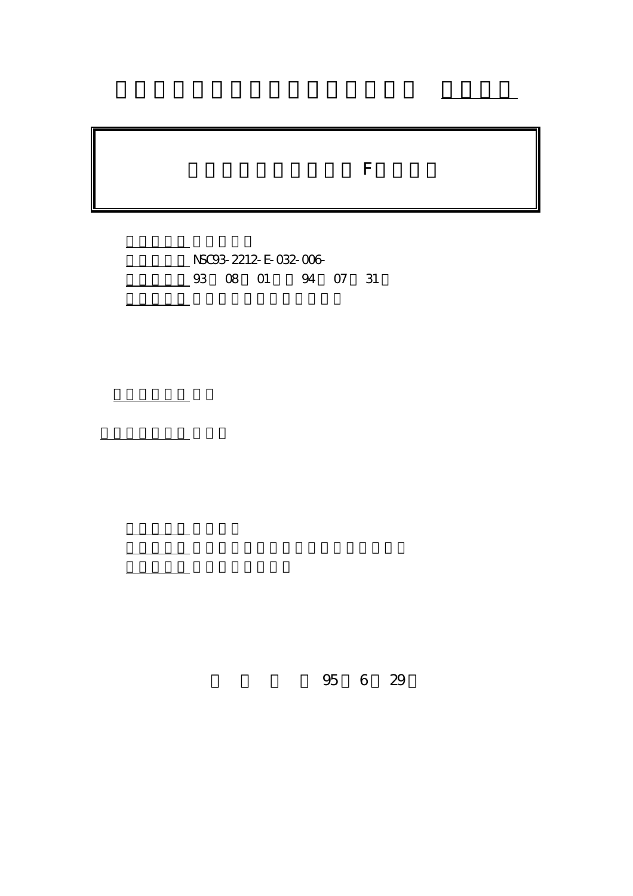F

NSC93-2212-E-032-006-

93 08 01 94 07 31

95 6 29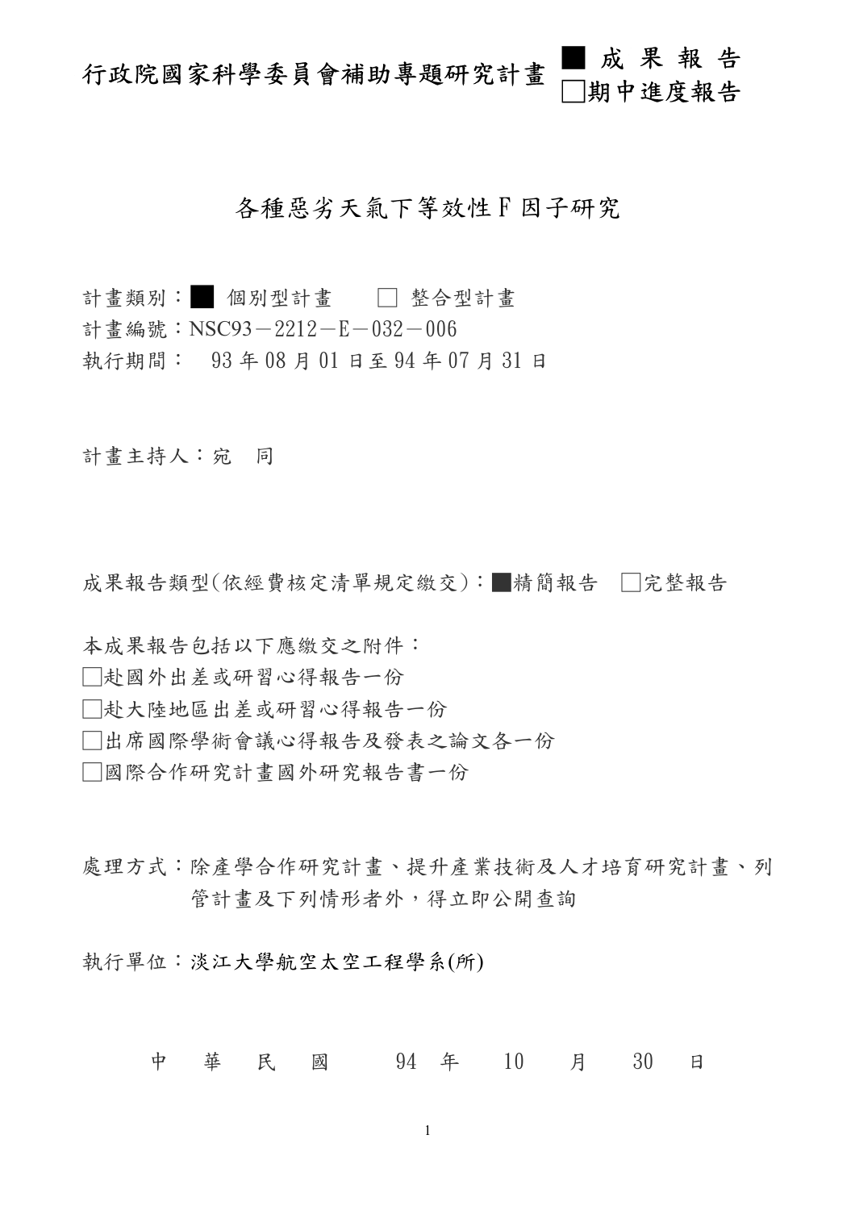# 行政院國家科學委員會補助專題研究計畫

■ 成 果 報 告
□期中進度報告

## 各種惡劣天氣下等效性 F 因子研究

計畫類別：■ 個別型計畫　　□ 整合型計畫
計畫編號：NSC93－2212－E－032－006
執行期間：　93 年 08 月 01 日至 94 年 07 月 31 日

計畫主持人：宛　同

成果報告類型(依經費核定清單規定繳交)：■精簡報告　□完整報告

本成果報告包括以下應繳交之附件：
□赴國外出差或研習心得報告一份
□赴大陸地區出差或研習心得報告一份
□出席國際學術會議心得報告及發表之論文各一份
□國際合作研究計畫國外研究報告書一份

處理方式：除產學合作研究計畫、提升產業技術及人才培育研究計畫、列管計畫及下列情形者外，得立即公開查詢

執行單位：淡江大學航空太空工程學系(所)

中　華　民　國　　94 年　10　月　30　日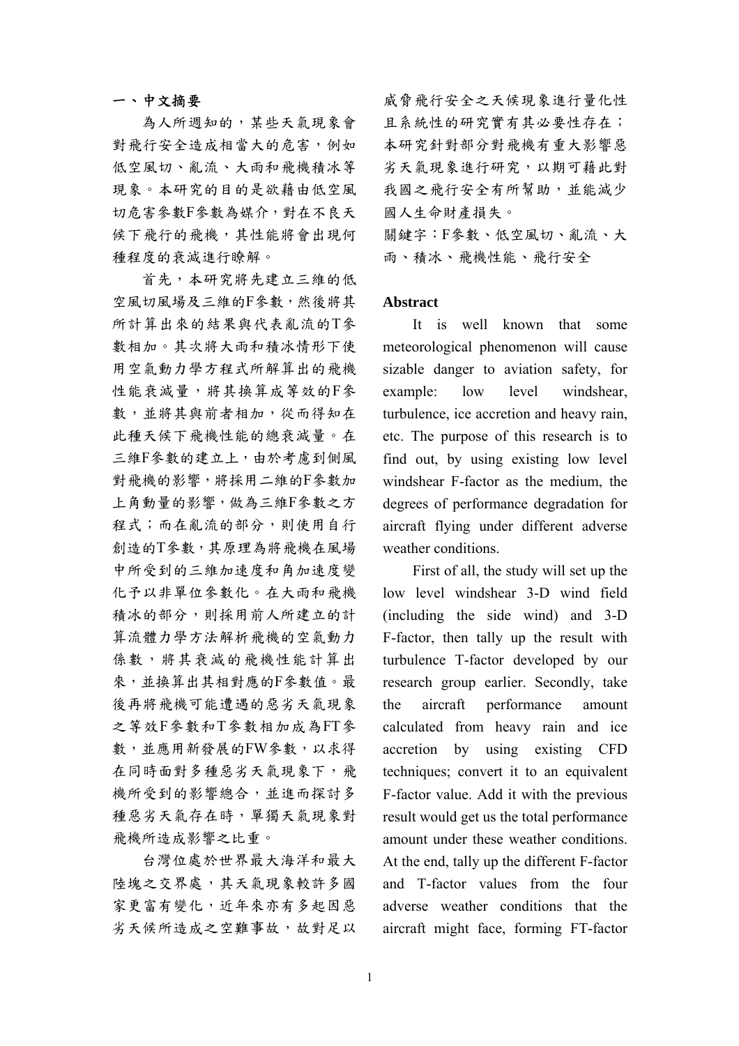## 一、中文摘要

為人所週知的，某些天氣現象會對飛行安全造成相當大的危害，例如低空風切、亂流、大雨和飛機積冰等現象。本研究的目的是欲藉由低空風切危害參數F參數為媒介，對在不良天候下飛行的飛機，其性能將會出現何種程度的衰減進行瞭解。

首先，本研究將先建立三維的低空風切風場及三維的F參數，然後將其所計算出來的結果與代表亂流的T參數相加。其次將大雨和積冰情形下使用空氣動力學方程式所解算出的飛機性能衰減量，將其換算成等效的F參數，並將其與前者相加，從而得知在此種天候下飛機性能的總衰減量。在三維F參數的建立上，由於考慮到側風對飛機的影響，將採用二維的F參數加上角動量的影響，做為三維F參數之方程式；而在亂流的部分，則使用自行創造的T參數，其原理為將飛機在風場中所受到的三維加速度和角加速度變化予以非單位參數化。在大雨和飛機積冰的部分，則採用前人所建立的計算流體力學方法解析飛機的空氣動力係數，將其衰減的飛機性能計算出來，並換算出其相對應的F參數值。最後再將飛機可能遭遇的惡劣天氣現象之等效F參數和T參數相加成為FT參數，並應用新發展的FW參數，以求得在同時面對多種惡劣天氣現象下，飛機所受到的影響總合，並進而探討多種惡劣天氣存在時，單獨天氣現象對飛機所造成影響之比重。

台灣位處於世界最大海洋和最大陸塊之交界處，其天氣現象較許多國家更富有變化，近年來亦有多起因惡劣天候所造成之空難事故，故對足以威脅飛行安全之天候現象進行量化性且系統性的研究實有其必要性存在；本研究針對部分對飛機有重大影響惡劣天氣現象進行研究，以期可藉此對我國之飛行安全有所幫助，並能減少國人生命財產損失。

關鍵字：F參數、低空風切、亂流、大雨、積冰、飛機性能、飛行安全

## Abstract

It is well known that some meteorological phenomenon will cause sizable danger to aviation safety, for example: low level windshear, turbulence, ice accretion and heavy rain, etc. The purpose of this research is to find out, by using existing low level windshear F-factor as the medium, the degrees of performance degradation for aircraft flying under different adverse weather conditions.

First of all, the study will set up the low level windshear 3-D wind field (including the side wind) and 3-D F-factor, then tally up the result with turbulence T-factor developed by our research group earlier. Secondly, take the aircraft performance amount calculated from heavy rain and ice accretion by using existing CFD techniques; convert it to an equivalent F-factor value. Add it with the previous result would get us the total performance amount under these weather conditions. At the end, tally up the different F-factor and T-factor values from the four adverse weather conditions that the aircraft might face, forming FT-factor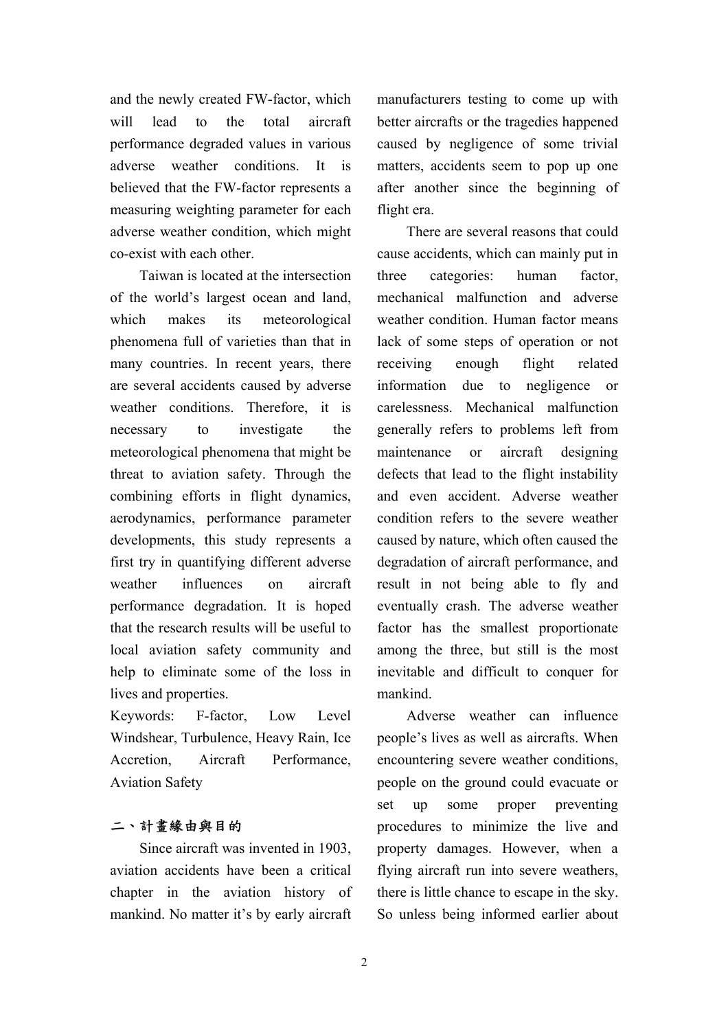and the newly created FW-factor, which will lead to the total aircraft performance degraded values in various adverse weather conditions. It is believed that the FW-factor represents a measuring weighting parameter for each adverse weather condition, which might co-exist with each other.

Taiwan is located at the intersection of the world's largest ocean and land, which makes its meteorological phenomena full of varieties than that in many countries. In recent years, there are several accidents caused by adverse weather conditions. Therefore, it is necessary to investigate the meteorological phenomena that might be threat to aviation safety. Through the combining efforts in flight dynamics, aerodynamics, performance parameter developments, this study represents a first try in quantifying different adverse weather influences on aircraft performance degradation. It is hoped that the research results will be useful to local aviation safety community and help to eliminate some of the loss in lives and properties.

Keywords: F-factor, Low Level Windshear, Turbulence, Heavy Rain, Ice Accretion, Aircraft Performance, Aviation Safety

## 二、計畫緣由與目的

Since aircraft was invented in 1903, aviation accidents have been a critical chapter in the aviation history of mankind. No matter it's by early aircraft manufacturers testing to come up with better aircrafts or the tragedies happened caused by negligence of some trivial matters, accidents seem to pop up one after another since the beginning of flight era.

There are several reasons that could cause accidents, which can mainly put in three categories: human factor, mechanical malfunction and adverse weather condition. Human factor means lack of some steps of operation or not receiving enough flight related information due to negligence or carelessness. Mechanical malfunction generally refers to problems left from maintenance or aircraft designing defects that lead to the flight instability and even accident. Adverse weather condition refers to the severe weather caused by nature, which often caused the degradation of aircraft performance, and result in not being able to fly and eventually crash. The adverse weather factor has the smallest proportionate among the three, but still is the most inevitable and difficult to conquer for mankind.

Adverse weather can influence people's lives as well as aircrafts. When encountering severe weather conditions, people on the ground could evacuate or set up some proper preventing procedures to minimize the live and property damages. However, when a flying aircraft run into severe weathers, there is little chance to escape in the sky. So unless being informed earlier about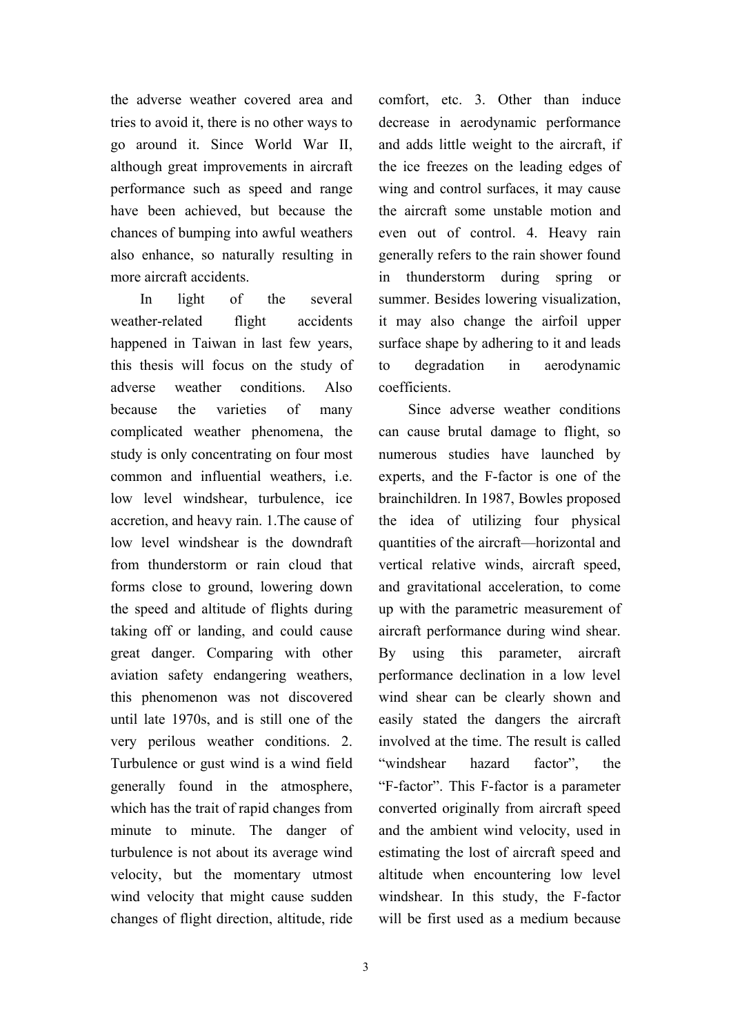the adverse weather covered area and tries to avoid it, there is no other ways to go around it. Since World War II, although great improvements in aircraft performance such as speed and range have been achieved, but because the chances of bumping into awful weathers also enhance, so naturally resulting in more aircraft accidents.

In light of the several weather-related flight accidents happened in Taiwan in last few years, this thesis will focus on the study of adverse weather conditions. Also because the varieties of many complicated weather phenomena, the study is only concentrating on four most common and influential weathers, i.e. low level windshear, turbulence, ice accretion, and heavy rain. 1.The cause of low level windshear is the downdraft from thunderstorm or rain cloud that forms close to ground, lowering down the speed and altitude of flights during taking off or landing, and could cause great danger. Comparing with other aviation safety endangering weathers, this phenomenon was not discovered until late 1970s, and is still one of the very perilous weather conditions. 2. Turbulence or gust wind is a wind field generally found in the atmosphere, which has the trait of rapid changes from minute to minute. The danger of turbulence is not about its average wind velocity, but the momentary utmost wind velocity that might cause sudden changes of flight direction, altitude, ride comfort, etc. 3. Other than induce decrease in aerodynamic performance and adds little weight to the aircraft, if the ice freezes on the leading edges of wing and control surfaces, it may cause the aircraft some unstable motion and even out of control. 4. Heavy rain generally refers to the rain shower found in thunderstorm during spring or summer. Besides lowering visualization, it may also change the airfoil upper surface shape by adhering to it and leads to degradation in aerodynamic coefficients.

Since adverse weather conditions can cause brutal damage to flight, so numerous studies have launched by experts, and the F-factor is one of the brainchildren. In 1987, Bowles proposed the idea of utilizing four physical quantities of the aircraft—horizontal and vertical relative winds, aircraft speed, and gravitational acceleration, to come up with the parametric measurement of aircraft performance during wind shear. By using this parameter, aircraft performance declination in a low level wind shear can be clearly shown and easily stated the dangers the aircraft involved at the time. The result is called "windshear hazard factor", the "F-factor". This F-factor is a parameter converted originally from aircraft speed and the ambient wind velocity, used in estimating the lost of aircraft speed and altitude when encountering low level windshear. In this study, the F-factor will be first used as a medium because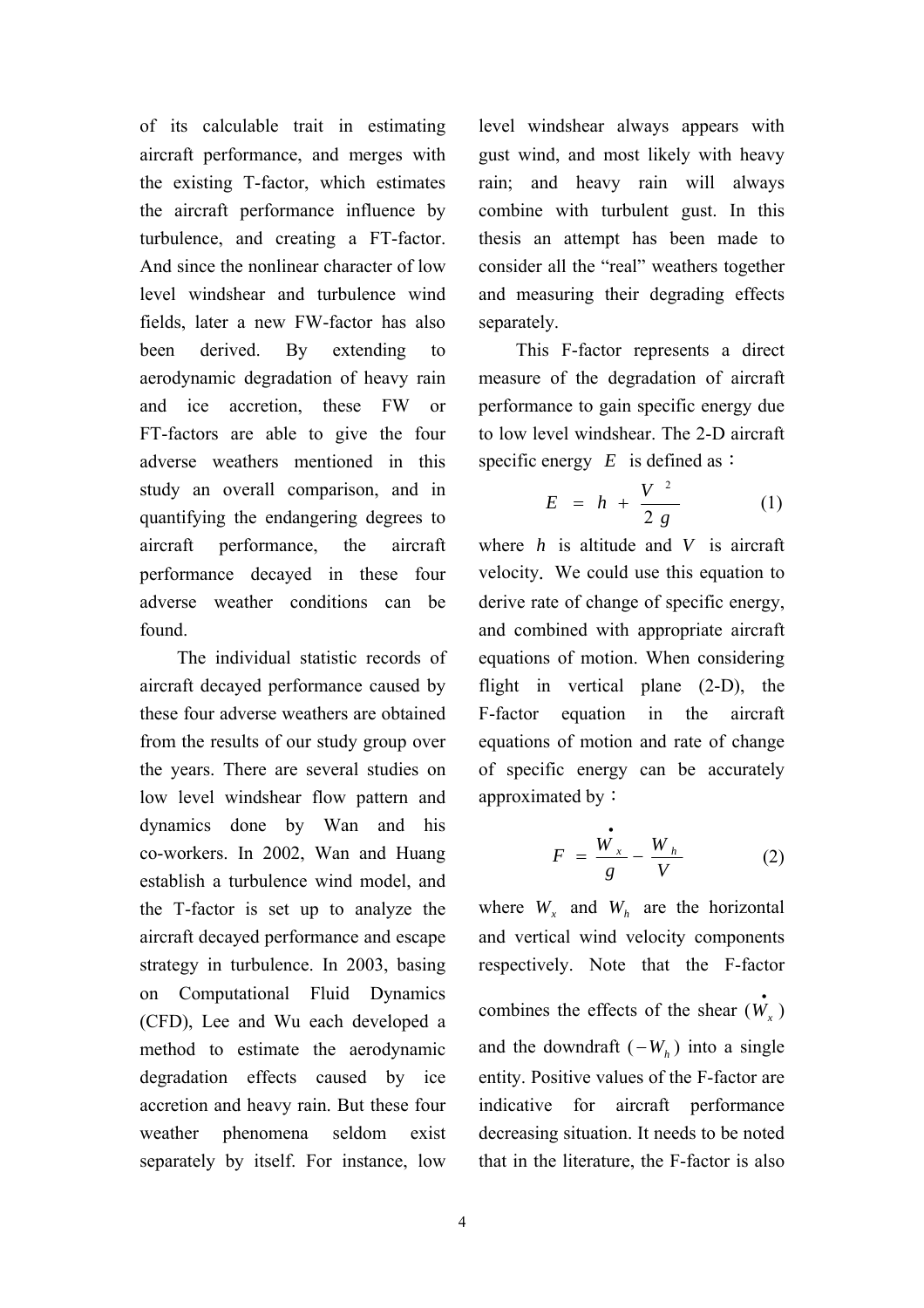of its calculable trait in estimating aircraft performance, and merges with the existing T-factor, which estimates the aircraft performance influence by turbulence, and creating a FT-factor. And since the nonlinear character of low level windshear and turbulence wind fields, later a new FW-factor has also been derived. By extending to aerodynamic degradation of heavy rain and ice accretion, these FW or FT-factors are able to give the four adverse weathers mentioned in this study an overall comparison, and in quantifying the endangering degrees to aircraft performance, the aircraft performance decayed in these four adverse weather conditions can be found.

The individual statistic records of aircraft decayed performance caused by these four adverse weathers are obtained from the results of our study group over the years. There are several studies on low level windshear flow pattern and dynamics done by Wan and his co-workers. In 2002, Wan and Huang establish a turbulence wind model, and the T-factor is set up to analyze the aircraft decayed performance and escape strategy in turbulence. In 2003, basing on Computational Fluid Dynamics (CFD), Lee and Wu each developed a method to estimate the aerodynamic degradation effects caused by ice accretion and heavy rain. But these four weather phenomena seldom exist separately by itself. For instance, low level windshear always appears with gust wind, and most likely with heavy rain; and heavy rain will always combine with turbulent gust. In this thesis an attempt has been made to consider all the "real" weathers together and measuring their degrading effects separately.

This F-factor represents a direct measure of the degradation of aircraft performance to gain specific energy due to low level windshear. The 2-D aircraft specific energy $E$ is defined as：

$$E = h + \frac{V^2}{2g} \tag{1}$$

where $h$ is altitude and $V$ is aircraft velocity. We could use this equation to derive rate of change of specific energy, and combined with appropriate aircraft equations of motion. When considering flight in vertical plane (2-D), the F-factor equation in the aircraft equations of motion and rate of change of specific energy can be accurately approximated by：

$$F = \frac{\dot{W}_x}{g} - \frac{W_h}{V} \tag{2}$$

where $W_x$ and $W_h$ are the horizontal and vertical wind velocity components respectively. Note that the F-factor combines the effects of the shear ($\dot{W}_x$) and the downdraft ($-W_h$) into a single entity. Positive values of the F-factor are indicative for aircraft performance decreasing situation. It needs to be noted that in the literature, the F-factor is also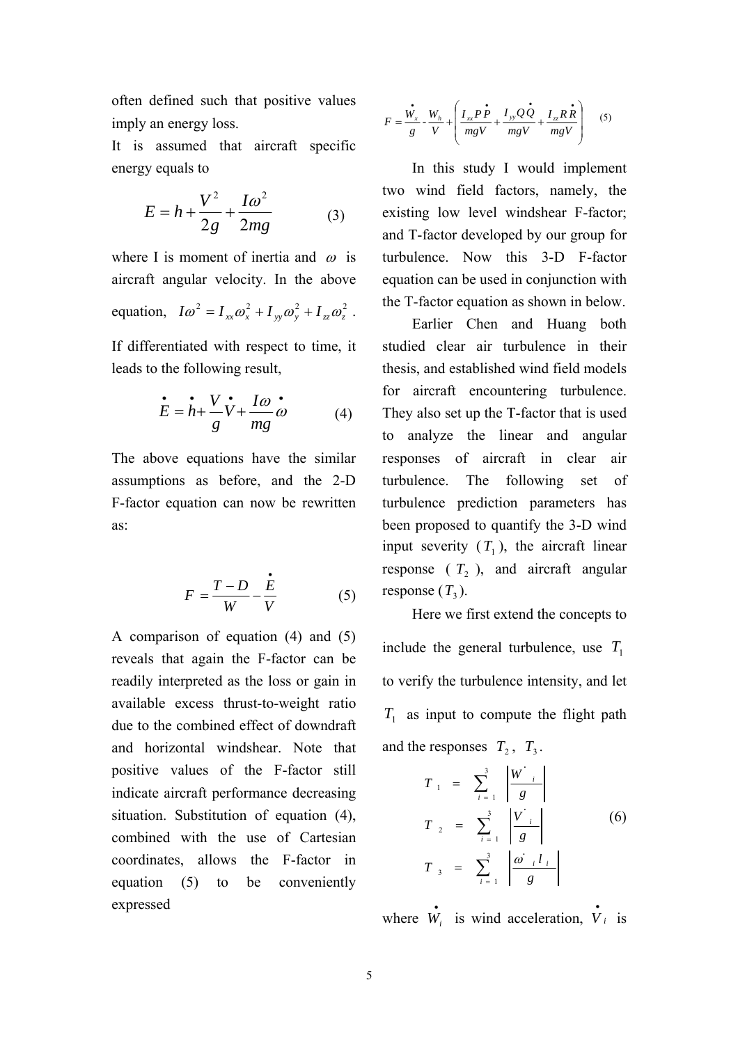often defined such that positive values imply an energy loss.

It is assumed that aircraft specific energy equals to

$$E = h + \frac{V^2}{2g} + \frac{I\omega^2}{2mg} \tag{3}$$

where I is moment of inertia and $\omega$ is aircraft angular velocity. In the above equation, $I\omega^2 = I_{xx}\omega_x^2 + I_{yy}\omega_y^2 + I_{zz}\omega_z^2$ .

If differentiated with respect to time, it leads to the following result,

$$\dot{E} = \dot{h} + \frac{V}{g}\dot{V} + \frac{I\omega}{mg}\dot{\omega} \tag{4}$$

The above equations have the similar assumptions as before, and the 2-D F-factor equation can now be rewritten as:

$$F = \frac{T-D}{W} - \frac{\dot{E}}{V} \tag{5}$$

A comparison of equation (4) and (5) reveals that again the F-factor can be readily interpreted as the loss or gain in available excess thrust-to-weight ratio due to the combined effect of downdraft and horizontal windshear. Note that positive values of the F-factor still indicate aircraft performance decreasing situation. Substitution of equation (4), combined with the use of Cartesian coordinates, allows the F-factor in equation (5) to be conveniently expressed

$$F = \frac{\dot{W}_x}{g} - \frac{W_h}{V} + \left( \frac{I_{xx}P\dot{P}}{mgV} + \frac{I_{yy}Q\dot{Q}}{mgV} + \frac{I_{zz}R\dot{R}}{mgV} \right) \tag{5}$$

In this study I would implement two wind field factors, namely, the existing low level windshear F-factor; and T-factor developed by our group for turbulence. Now this 3-D F-factor equation can be used in conjunction with the T-factor equation as shown in below.

Earlier Chen and Huang both studied clear air turbulence in their thesis, and established wind field models for aircraft encountering turbulence. They also set up the T-factor that is used to analyze the linear and angular responses of aircraft in clear air turbulence. The following set of turbulence prediction parameters has been proposed to quantify the 3-D wind input severity ($T_1$), the aircraft linear response ($T_2$), and aircraft angular response ($T_3$).

Here we first extend the concepts to include the general turbulence, use $T_1$ to verify the turbulence intensity, and let $T_1$ as input to compute the flight path and the responses $T_2$, $T_3$.

$$\begin{aligned} T_1 &= \sum_{i=1}^{3} \left| \frac{\dot{W}_i}{g} \right| \\ T_2 &= \sum_{i=1}^{3} \left| \frac{\dot{V}_i}{g} \right| \\ T_3 &= \sum_{i=1}^{3} \left| \frac{\dot{\omega}_i l_i}{g} \right| \end{aligned} \tag{6}$$

where $\dot{W}_i$ is wind acceleration, $\dot{V}_i$ is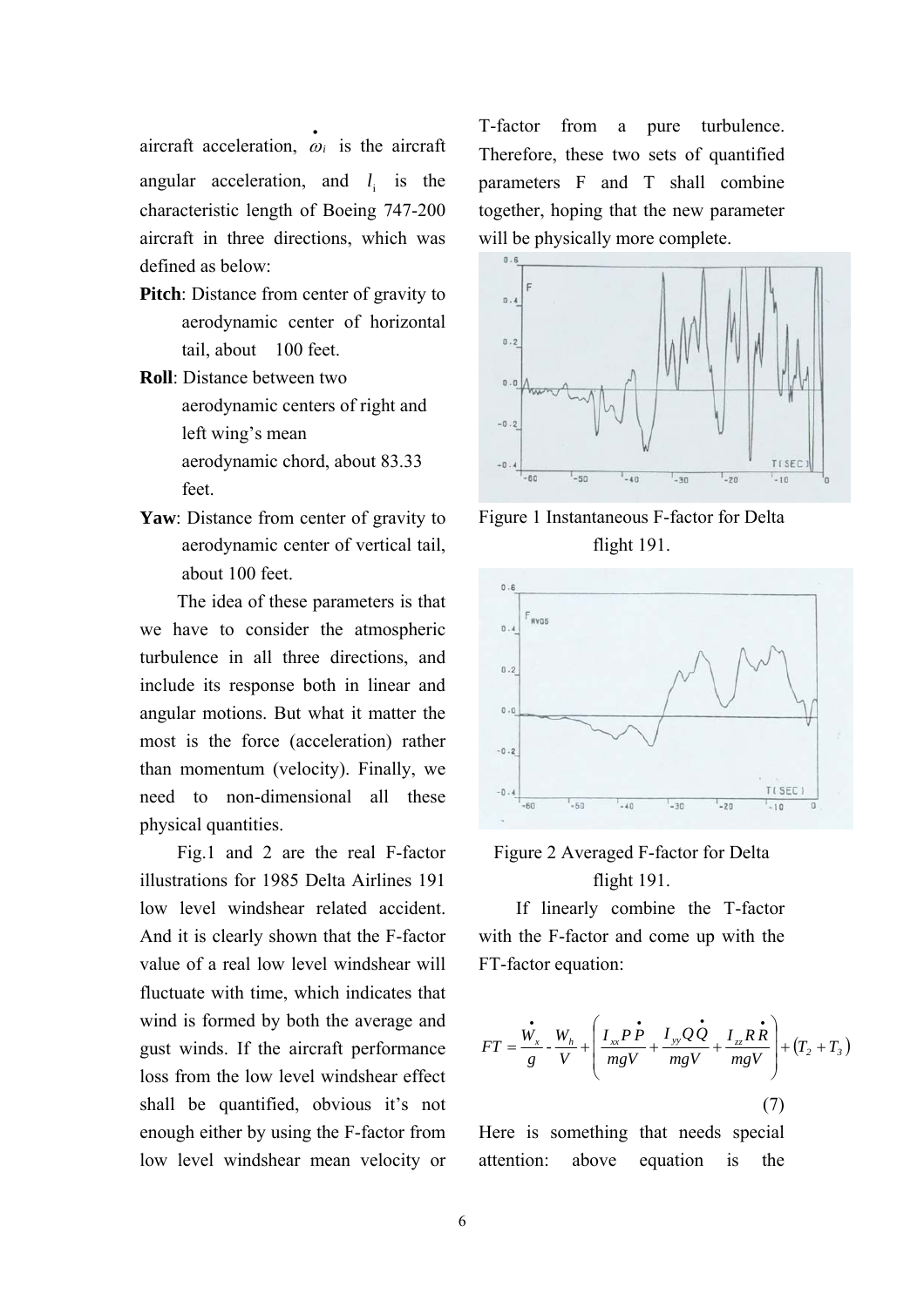aircraft acceleration, $\dot{\omega}_i$ is the aircraft angular acceleration, and $l_i$ is the characteristic length of Boeing 747-200 aircraft in three directions, which was defined as below:

**Pitch**: Distance from center of gravity to aerodynamic center of horizontal tail, about 100 feet.

**Roll**: Distance between two aerodynamic centers of right and left wing's mean aerodynamic chord, about 83.33 feet.

**Yaw**: Distance from center of gravity to aerodynamic center of vertical tail, about 100 feet.

The idea of these parameters is that we have to consider the atmospheric turbulence in all three directions, and include its response both in linear and angular motions. But what it matter the most is the force (acceleration) rather than momentum (velocity). Finally, we need to non-dimensional all these physical quantities.

Fig.1 and 2 are the real F-factor illustrations for 1985 Delta Airlines 191 low level windshear related accident. And it is clearly shown that the F-factor value of a real low level windshear will fluctuate with time, which indicates that wind is formed by both the average and gust winds. If the aircraft performance loss from the low level windshear effect shall be quantified, obvious it's not enough either by using the F-factor from low level windshear mean velocity or T-factor from a pure turbulence. Therefore, these two sets of quantified parameters F and T shall combine together, hoping that the new parameter will be physically more complete.

Figure 1 Instantaneous F-factor for Delta flight 191.

Figure 2 Averaged F-factor for Delta flight 191.

If linearly combine the T-factor with the F-factor and come up with the FT-factor equation:

$$FT = \frac{\dot{W}_x}{g} - \frac{W_h}{V} + \left( \frac{I_{xx} P \dot{P}}{mgV} + \frac{I_{yy} Q \dot{Q}}{mgV} + \frac{I_{zz} R \dot{R}}{mgV} \right) + \left( T_2 + T_3 \right) \tag{7}$$

Here is something that needs special attention: above equation is the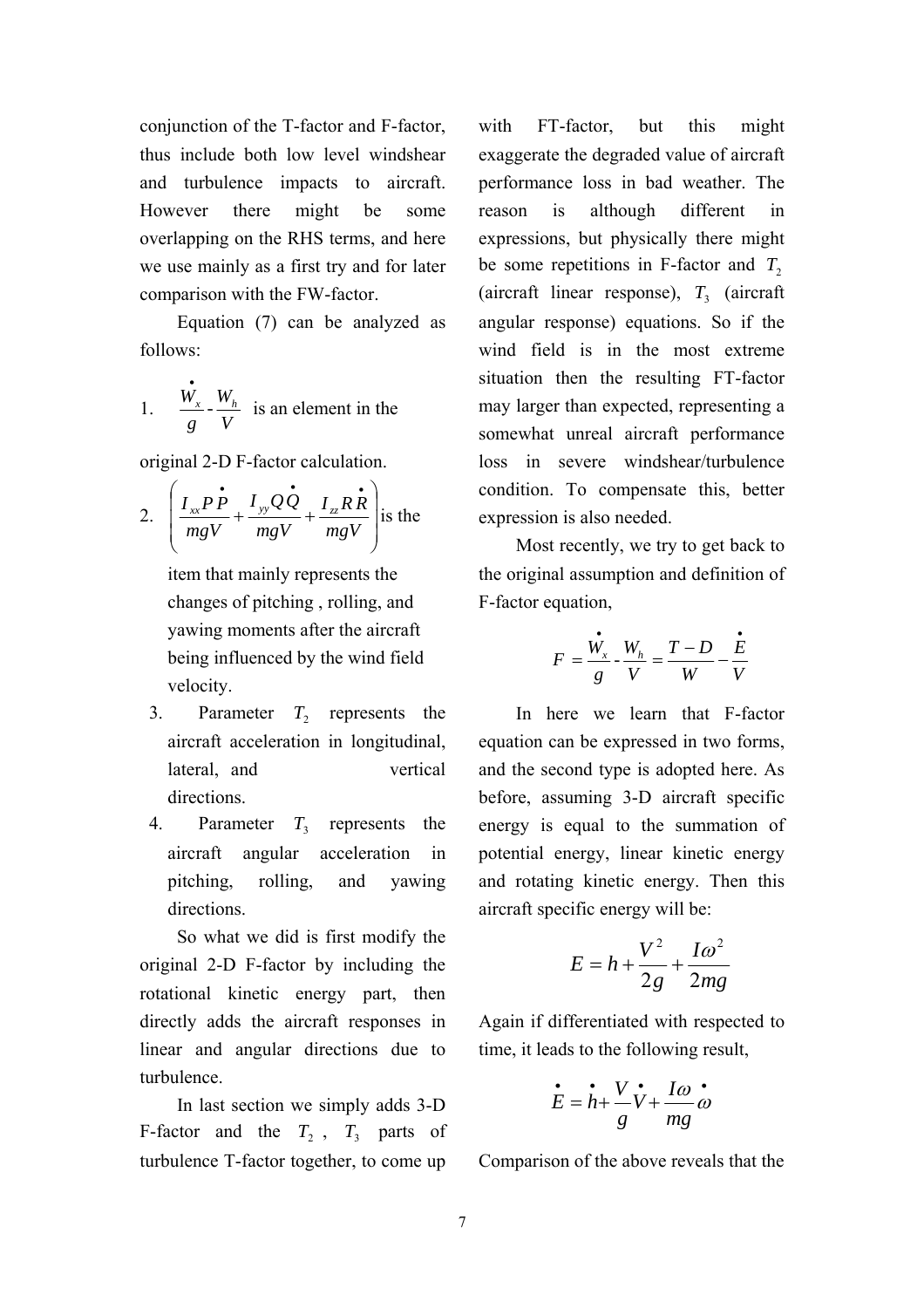conjunction of the T-factor and F-factor, thus include both low level windshear and turbulence impacts to aircraft. However there might be some overlapping on the RHS terms, and here we use mainly as a first try and for later comparison with the FW-factor.

Equation (7) can be analyzed as follows:

1. $\frac{\dot{W}_x}{g} - \frac{W_h}{V}$ is an element in the original 2-D F-factor calculation.
2. $\left( \frac{I_{xx} P \dot{P}}{mgV} + \frac{I_{yy} Q \dot{Q}}{mgV} + \frac{I_{zz} R \dot{R}}{mgV} \right)$ is the item that mainly represents the changes of pitching , rolling, and yawing moments after the aircraft being influenced by the wind field velocity.
3. Parameter $T_2$ represents the aircraft acceleration in longitudinal, lateral, and vertical directions.
4. Parameter $T_3$ represents the aircraft angular acceleration in pitching, rolling, and yawing directions.

So what we did is first modify the original 2-D F-factor by including the rotational kinetic energy part, then directly adds the aircraft responses in linear and angular directions due to turbulence.

In last section we simply adds 3-D F-factor and the $T_2$ , $T_3$ parts of turbulence T-factor together, to come up with FT-factor, but this might exaggerate the degraded value of aircraft performance loss in bad weather. The reason is although different in expressions, but physically there might be some repetitions in F-factor and $T_2$ (aircraft linear response), $T_3$ (aircraft angular response) equations. So if the wind field is in the most extreme situation then the resulting FT-factor may larger than expected, representing a somewhat unreal aircraft performance loss in severe windshear/turbulence condition. To compensate this, better expression is also needed.

Most recently, we try to get back to the original assumption and definition of F-factor equation,

$$F = \frac{\dot{W}_x}{g} - \frac{W_h}{V} = \frac{T - D}{W} - \frac{\dot{E}}{V}$$

In here we learn that F-factor equation can be expressed in two forms, and the second type is adopted here. As before, assuming 3-D aircraft specific energy is equal to the summation of potential energy, linear kinetic energy and rotating kinetic energy. Then this aircraft specific energy will be:

$$E = h + \frac{V^2}{2g} + \frac{I\omega^2}{2mg}$$

Again if differentiated with respected to time, it leads to the following result,

$$\dot{E} = \dot{h} + \frac{V}{g}\dot{V} + \frac{I\omega}{mg}\dot{\omega}$$

Comparison of the above reveals that the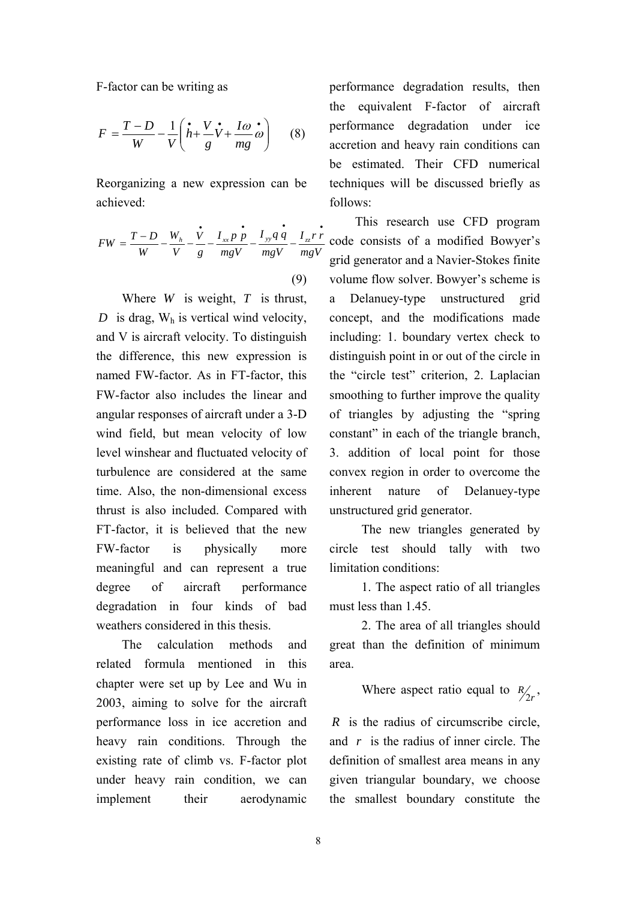F-factor can be writing as

$$F = \frac{T - D}{W} - \frac{1}{V}\left(\dot{h} + \frac{V}{g}\dot{V} + \frac{I\omega}{mg}\dot{\omega}\right) \quad (8)$$

Reorganizing a new expression can be achieved:

$$FW = \frac{T - D}{W} - \frac{W_h}{V} - \frac{\dot{V}}{g} - \frac{I_{xx} p \dot{p}}{mgV} - \frac{I_{yy} q \dot{q}}{mgV} - \frac{I_{zz} r \dot{r}}{mgV} \quad (9)$$

Where $W$ is weight, $T$ is thrust, $D$ is drag, $W_h$ is vertical wind velocity, and V is aircraft velocity. To distinguish the difference, this new expression is named FW-factor. As in FT-factor, this FW-factor also includes the linear and angular responses of aircraft under a 3-D wind field, but mean velocity of low level winshear and fluctuated velocity of turbulence are considered at the same time. Also, the non-dimensional excess thrust is also included. Compared with FT-factor, it is believed that the new FW-factor is physically more meaningful and can represent a true degree of aircraft performance degradation in four kinds of bad weathers considered in this thesis.

The calculation methods and related formula mentioned in this chapter were set up by Lee and Wu in 2003, aiming to solve for the aircraft performance loss in ice accretion and heavy rain conditions. Through the existing rate of climb vs. F-factor plot under heavy rain condition, we can implement their aerodynamic performance degradation results, then the equivalent F-factor of aircraft performance degradation under ice accretion and heavy rain conditions can be estimated. Their CFD numerical techniques will be discussed briefly as follows:

This research use CFD program code consists of a modified Bowyer's grid generator and a Navier-Stokes finite volume flow solver. Bowyer's scheme is a Delanuey-type unstructured grid concept, and the modifications made including: 1. boundary vertex check to distinguish point in or out of the circle in the "circle test" criterion, 2. Laplacian smoothing to further improve the quality of triangles by adjusting the "spring constant" in each of the triangle branch, 3. addition of local point for those convex region in order to overcome the inherent nature of Delanuey-type unstructured grid generator.

The new triangles generated by circle test should tally with two limitation conditions:

1. The aspect ratio of all triangles must less than 1.45.

2. The area of all triangles should great than the definition of minimum area.

Where aspect ratio equal to $R/2r$, $R$ is the radius of circumscribe circle, and $r$ is the radius of inner circle. The definition of smallest area means in any given triangular boundary, we choose the smallest boundary constitute the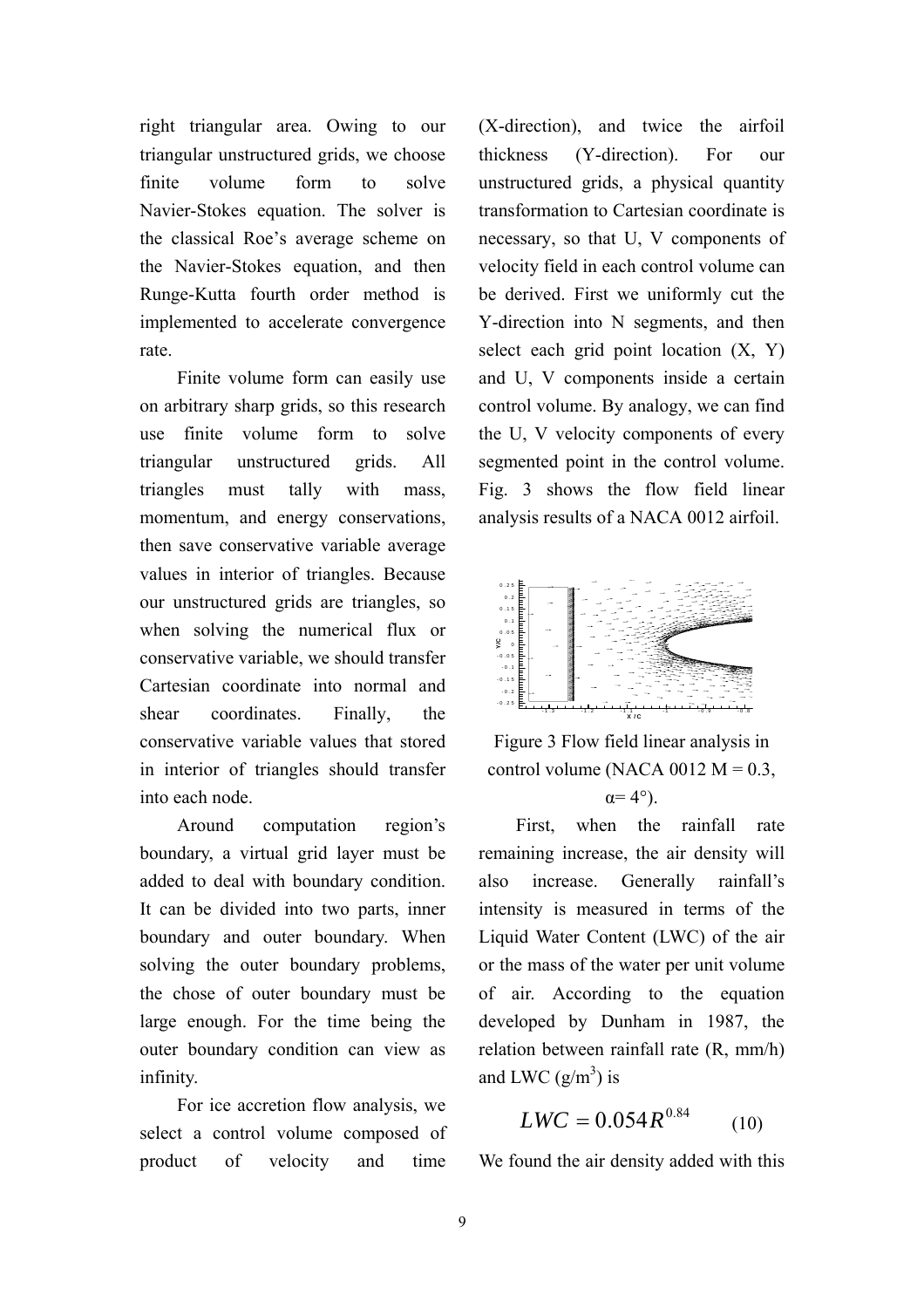right triangular area. Owing to our triangular unstructured grids, we choose finite volume form to solve Navier-Stokes equation. The solver is the classical Roe's average scheme on the Navier-Stokes equation, and then Runge-Kutta fourth order method is implemented to accelerate convergence rate.

Finite volume form can easily use on arbitrary sharp grids, so this research use finite volume form to solve triangular unstructured grids. All triangles must tally with mass, momentum, and energy conservations, then save conservative variable average values in interior of triangles. Because our unstructured grids are triangles, so when solving the numerical flux or conservative variable, we should transfer Cartesian coordinate into normal and shear coordinates. Finally, the conservative variable values that stored in interior of triangles should transfer into each node.

Around computation region's boundary, a virtual grid layer must be added to deal with boundary condition. It can be divided into two parts, inner boundary and outer boundary. When solving the outer boundary problems, the chose of outer boundary must be large enough. For the time being the outer boundary condition can view as infinity.

For ice accretion flow analysis, we select a control volume composed of product of velocity and time (X-direction), and twice the airfoil thickness (Y-direction). For our unstructured grids, a physical quantity transformation to Cartesian coordinate is necessary, so that U, V components of velocity field in each control volume can be derived. First we uniformly cut the Y-direction into N segments, and then select each grid point location (X, Y) and U, V components inside a certain control volume. By analogy, we can find the U, V velocity components of every segmented point in the control volume. Fig. 3 shows the flow field linear analysis results of a NACA 0012 airfoil.

Figure 3 Flow field linear analysis in control volume (NACA 0012 M = 0.3, α= 4°).

First, when the rainfall rate remaining increase, the air density will also increase. Generally rainfall's intensity is measured in terms of the Liquid Water Content (LWC) of the air or the mass of the water per unit volume of air. According to the equation developed by Dunham in 1987, the relation between rainfall rate (R, mm/h) and LWC ($g/m^3$) is

$$LWC = 0.054R^{0.84} \qquad (10)$$

We found the air density added with this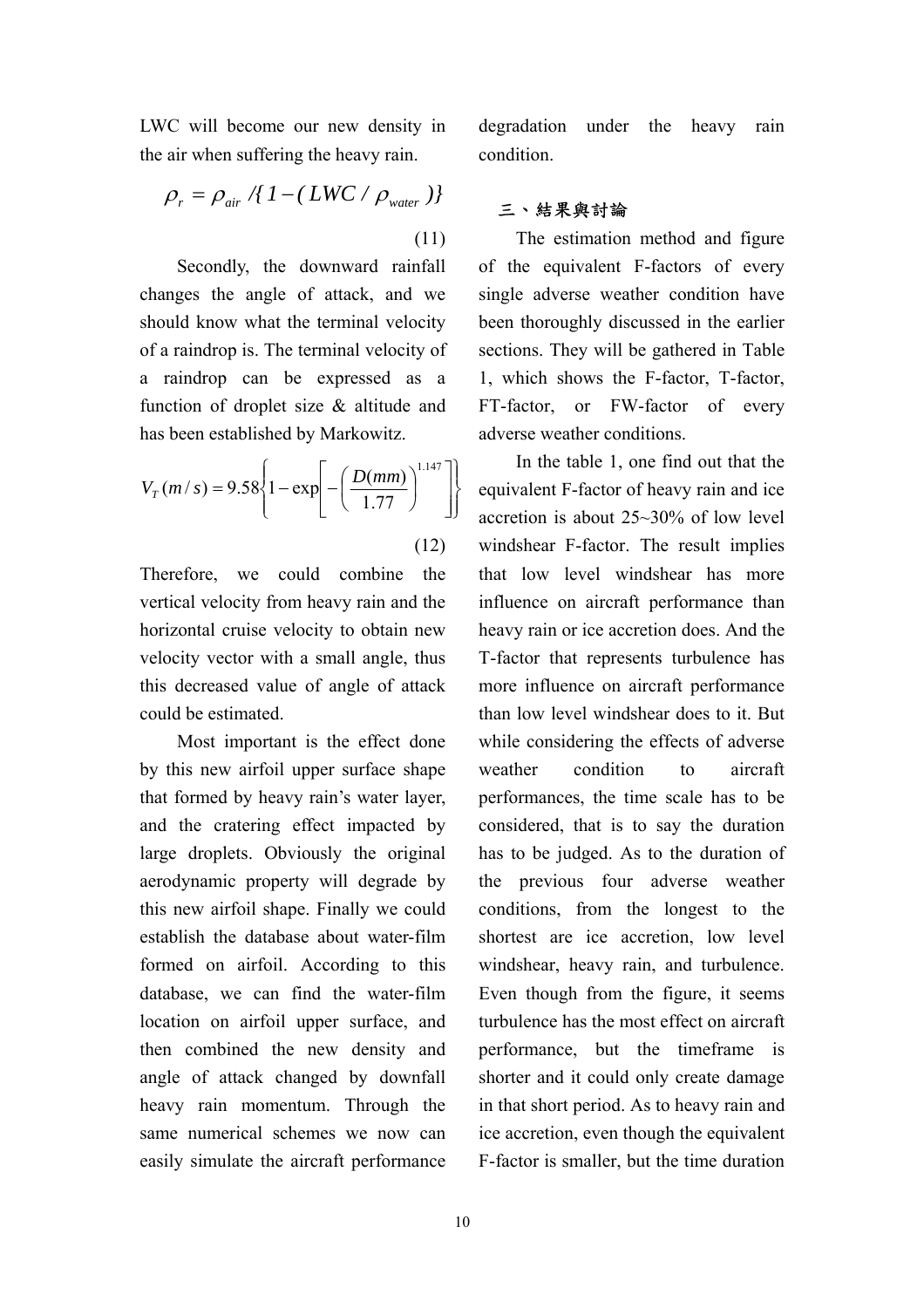LWC will become our new density in the air when suffering the heavy rain.

$$\rho_r = \rho_{air} / \{ 1 - ( LWC / \rho_{water} ) \} \tag{11}$$

Secondly, the downward rainfall changes the angle of attack, and we should know what the terminal velocity of a raindrop is. The terminal velocity of a raindrop can be expressed as a function of droplet size & altitude and has been established by Markowitz.

$$V_T\,(m/s) = 9.58\left\{1 - \exp\left[-\left(\frac{D(mm)}{1.77}\right)^{1.147}\right]\right\} \tag{12}$$

Therefore, we could combine the vertical velocity from heavy rain and the horizontal cruise velocity to obtain new velocity vector with a small angle, thus this decreased value of angle of attack could be estimated.

Most important is the effect done by this new airfoil upper surface shape that formed by heavy rain's water layer, and the cratering effect impacted by large droplets. Obviously the original aerodynamic property will degrade by this new airfoil shape. Finally we could establish the database about water-film formed on airfoil. According to this database, we can find the water-film location on airfoil upper surface, and then combined the new density and angle of attack changed by downfall heavy rain momentum. Through the same numerical schemes we now can easily simulate the aircraft performance degradation under the heavy rain condition.

## 三、結果與討論

The estimation method and figure of the equivalent F-factors of every single adverse weather condition have been thoroughly discussed in the earlier sections. They will be gathered in Table 1, which shows the F-factor, T-factor, FT-factor, or FW-factor of every adverse weather conditions.

In the table 1, one find out that the equivalent F-factor of heavy rain and ice accretion is about 25~30% of low level windshear F-factor. The result implies that low level windshear has more influence on aircraft performance than heavy rain or ice accretion does. And the T-factor that represents turbulence has more influence on aircraft performance than low level windshear does to it. But while considering the effects of adverse weather condition to aircraft performances, the time scale has to be considered, that is to say the duration has to be judged. As to the duration of the previous four adverse weather conditions, from the longest to the shortest are ice accretion, low level windshear, heavy rain, and turbulence. Even though from the figure, it seems turbulence has the most effect on aircraft performance, but the timeframe is shorter and it could only create damage in that short period. As to heavy rain and ice accretion, even though the equivalent F-factor is smaller, but the time duration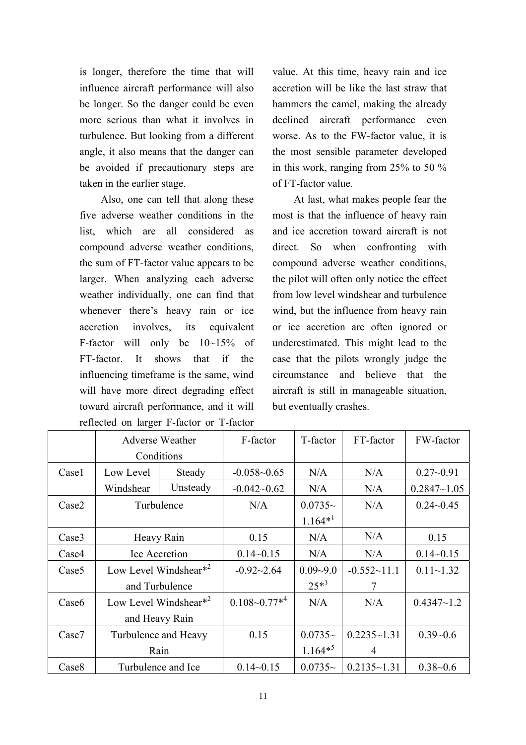is longer, therefore the time that will influence aircraft performance will also be longer. So the danger could be even more serious than what it involves in turbulence. But looking from a different angle, it also means that the danger can be avoided if precautionary steps are taken in the earlier stage.

Also, one can tell that along these five adverse weather conditions in the list, which are all considered as compound adverse weather conditions, the sum of FT-factor value appears to be larger. When analyzing each adverse weather individually, one can find that whenever there's heavy rain or ice accretion involves, its equivalent F-factor will only be 10~15% of FT-factor. It shows that if the influencing timeframe is the same, wind will have more direct degrading effect toward aircraft performance, and it will reflected on larger F-factor or T-factor value. At this time, heavy rain and ice accretion will be like the last straw that hammers the camel, making the already declined aircraft performance even worse. As to the FW-factor value, it is the most sensible parameter developed in this work, ranging from 25% to 50 % of FT-factor value.

At last, what makes people fear the most is that the influence of heavy rain and ice accretion toward aircraft is not direct. So when confronting with compound adverse weather conditions, the pilot will often only notice the effect from low level windshear and turbulence wind, but the influence from heavy rain or ice accretion are often ignored or underestimated. This might lead to the case that the pilots wrongly judge the circumstance and believe that the aircraft is still in manageable situation, but eventually crashes.

| | Adverse Weather Conditions | | F-factor | T-factor | FT-factor | FW-factor |
|---|---|---|---|---|---|---|
| Case1 | Low Level Windshear | Steady | -0.058~0.65 | N/A | N/A | 0.27~0.91 |
| | | Unsteady | -0.042~0.62 | N/A | N/A | 0.2847~1.05 |
| Case2 | Turbulence | | N/A | 0.0735~1.164*[1] | N/A | 0.24~0.45 |
| Case3 | Heavy Rain | | 0.15 | N/A | N/A | 0.15 |
| Case4 | Ice Accretion | | 0.14~0.15 | N/A | N/A | 0.14~0.15 |
| Case5 | Low Level Windshear*[2] and Turbulence | | -0.92~2.64 | 0.09~9.025*[3] | -0.552~11.17 | 0.11~1.32 |
| Case6 | Low Level Windshear*[2] and Heavy Rain | | 0.108~0.77*[4] | N/A | N/A | 0.4347~1.2 |
| Case7 | Turbulence and Heavy Rain | | 0.15 | 0.0735~1.164*[5] | 0.2235~1.314 | 0.39~0.6 |
| Case8 | Turbulence and Ice | | 0.14~0.15 | 0.0735~ | 0.2135~1.31 | 0.38~0.6 |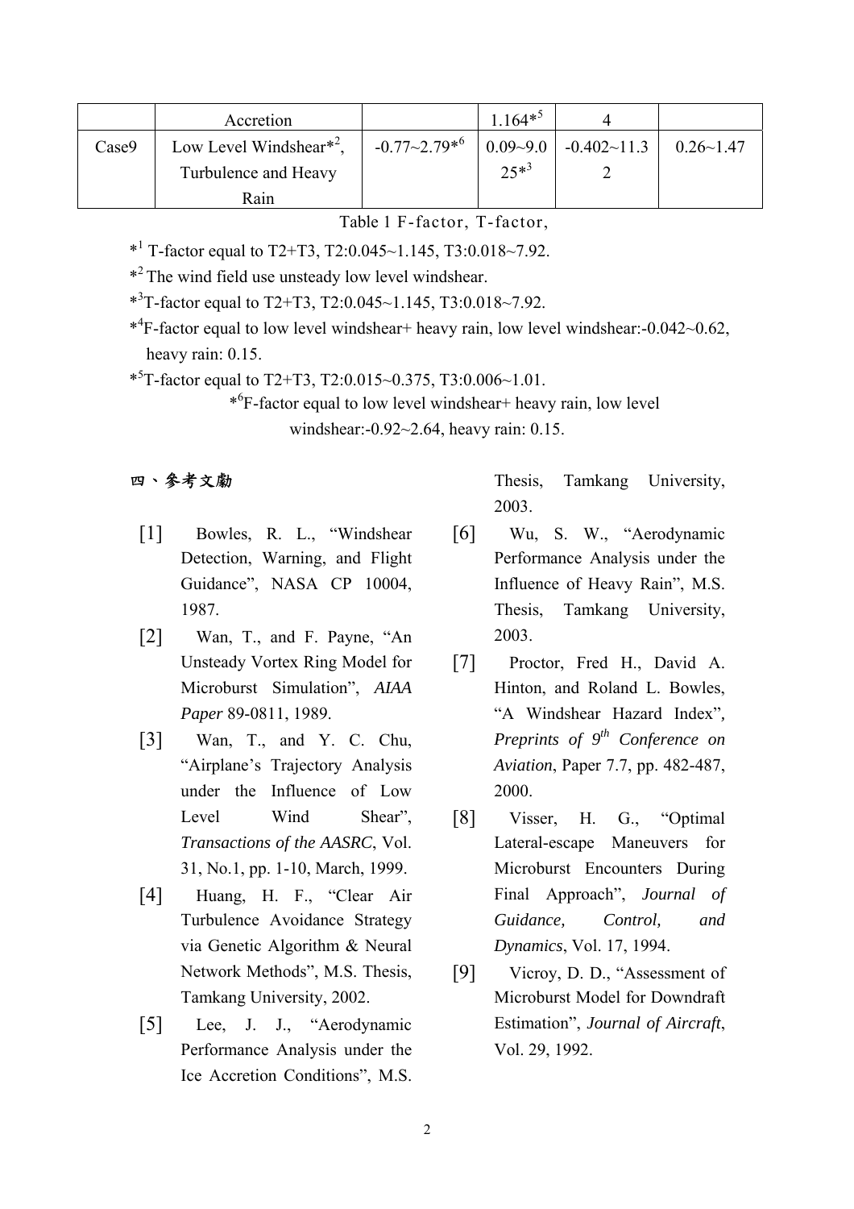| | Accretion | | 1.164*5 | 4 | |
|---|---|---|---|---|---|
| Case9 | Low Level Windshear*2, Turbulence and Heavy Rain | -0.77~2.79*6 | 0.09~9.025*3 | -0.402~11.32 | 0.26~1.47 |

Table 1 F-factor, T-factor,

*1 T-factor equal to T2+T3, T2:0.045~1.145, T3:0.018~7.92.

*2 The wind field use unsteady low level windshear.

*3T-factor equal to T2+T3, T2:0.045~1.145, T3:0.018~7.92.

*4F-factor equal to low level windshear+ heavy rain, low level windshear:-0.042~0.62, heavy rain: 0.15.

*5T-factor equal to T2+T3, T2:0.015~0.375, T3:0.006~1.01.

*6F-factor equal to low level windshear+ heavy rain, low level windshear:-0.92~2.64, heavy rain: 0.15.

## 四、參考文獻

[1] Bowles, R. L., "Windshear Detection, Warning, and Flight Guidance", NASA CP 10004, 1987.

[2] Wan, T., and F. Payne, "An Unsteady Vortex Ring Model for Microburst Simulation", *AIAA Paper* 89-0811, 1989.

[3] Wan, T., and Y. C. Chu, "Airplane's Trajectory Analysis under the Influence of Low Level Wind Shear", *Transactions of the AASRC*, Vol. 31, No.1, pp. 1-10, March, 1999.

[4] Huang, H. F., "Clear Air Turbulence Avoidance Strategy via Genetic Algorithm & Neural Network Methods", M.S. Thesis, Tamkang University, 2002.

[5] Lee, J. J., "Aerodynamic Performance Analysis under the Ice Accretion Conditions", M.S. Thesis, Tamkang University, 2003.

[6] Wu, S. W., "Aerodynamic Performance Analysis under the Influence of Heavy Rain", M.S. Thesis, Tamkang University, 2003.

[7] Proctor, Fred H., David A. Hinton, and Roland L. Bowles, "A Windshear Hazard Index", *Preprints of 9th Conference on Aviation*, Paper 7.7, pp. 482-487, 2000.

[8] Visser, H. G., "Optimal Lateral-escape Maneuvers for Microburst Encounters During Final Approach", *Journal of Guidance, Control, and Dynamics*, Vol. 17, 1994.

[9] Vicroy, D. D., "Assessment of Microburst Model for Downdraft Estimation", *Journal of Aircraft*, Vol. 29, 1992.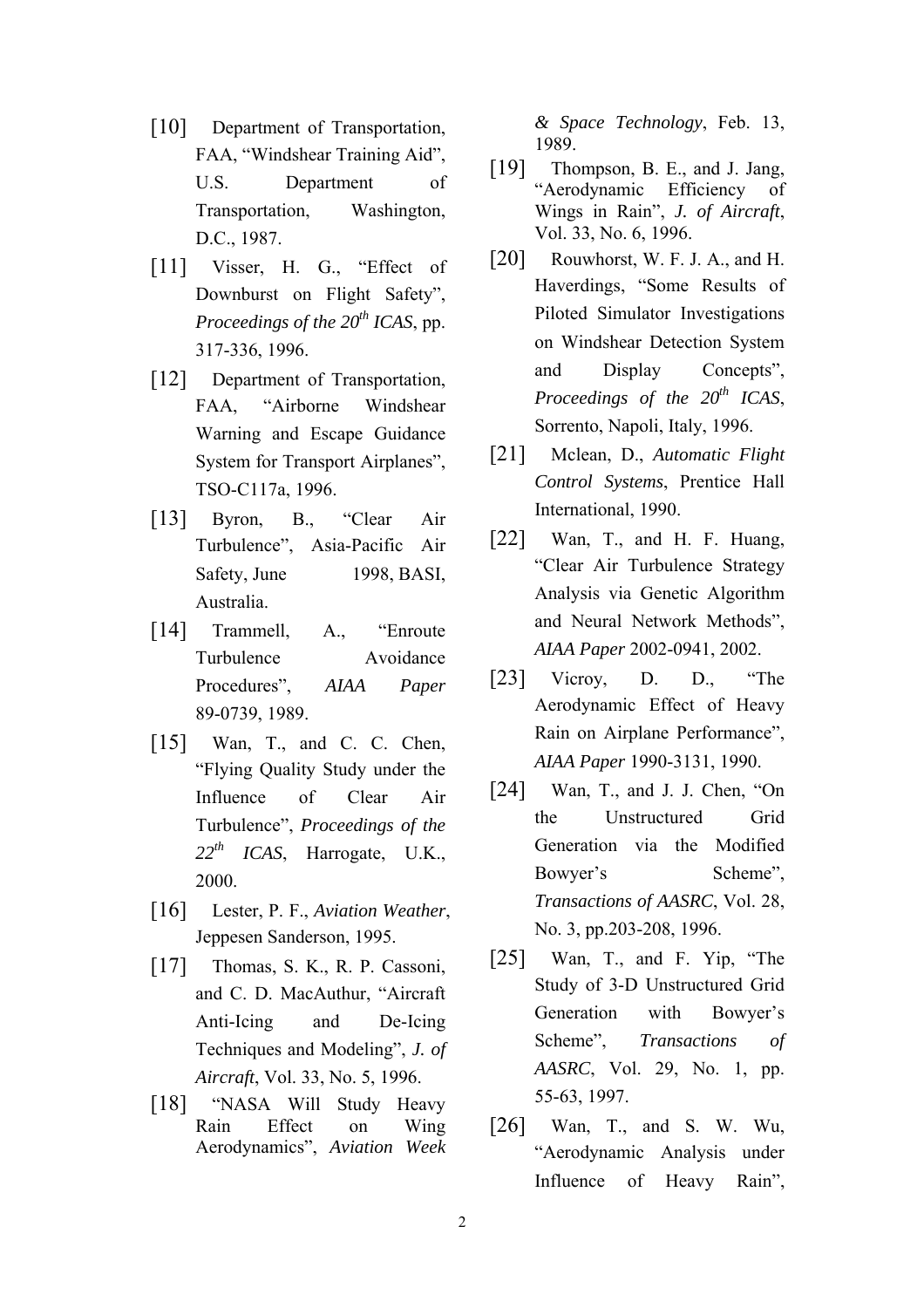[10] Department of Transportation, FAA, "Windshear Training Aid", U.S. Department of Transportation, Washington, D.C., 1987.

[11] Visser, H. G., "Effect of Downburst on Flight Safety", *Proceedings of the 20th ICAS*, pp. 317-336, 1996.

[12] Department of Transportation, FAA, "Airborne Windshear Warning and Escape Guidance System for Transport Airplanes", TSO-C117a, 1996.

[13] Byron, B., "Clear Air Turbulence", Asia-Pacific Air Safety, June 1998, BASI, Australia.

[14] Trammell, A., "Enroute Turbulence Avoidance Procedures", *AIAA Paper* 89-0739, 1989.

[15] Wan, T., and C. C. Chen, "Flying Quality Study under the Influence of Clear Air Turbulence", *Proceedings of the 22th ICAS*, Harrogate, U.K., 2000.

[16] Lester, P. F., *Aviation Weather*, Jeppesen Sanderson, 1995.

[17] Thomas, S. K., R. P. Cassoni, and C. D. MacAuthur, "Aircraft Anti-Icing and De-Icing Techniques and Modeling", *J. of Aircraft*, Vol. 33, No. 5, 1996.

[18] "NASA Will Study Heavy Rain Effect on Wing Aerodynamics", *Aviation Week & Space Technology*, Feb. 13, 1989.

[19] Thompson, B. E., and J. Jang, "Aerodynamic Efficiency of Wings in Rain", *J. of Aircraft*, Vol. 33, No. 6, 1996.

[20] Rouwhorst, W. F. J. A., and H. Haverdings, "Some Results of Piloted Simulator Investigations on Windshear Detection System and Display Concepts", *Proceedings of the 20th ICAS*, Sorrento, Napoli, Italy, 1996.

[21] Mclean, D., *Automatic Flight Control Systems*, Prentice Hall International, 1990.

[22] Wan, T., and H. F. Huang, "Clear Air Turbulence Strategy Analysis via Genetic Algorithm and Neural Network Methods", *AIAA Paper* 2002-0941, 2002.

[23] Vicroy, D. D., "The Aerodynamic Effect of Heavy Rain on Airplane Performance", *AIAA Paper* 1990-3131, 1990.

[24] Wan, T., and J. J. Chen, "On the Unstructured Grid Generation via the Modified Bowyer's Scheme", *Transactions of AASRC*, Vol. 28, No. 3, pp.203-208, 1996.

[25] Wan, T., and F. Yip, "The Study of 3-D Unstructured Grid Generation with Bowyer's Scheme", *Transactions of AASRC*, Vol. 29, No. 1, pp. 55-63, 1997.

[26] Wan, T., and S. W. Wu, "Aerodynamic Analysis under Influence of Heavy Rain",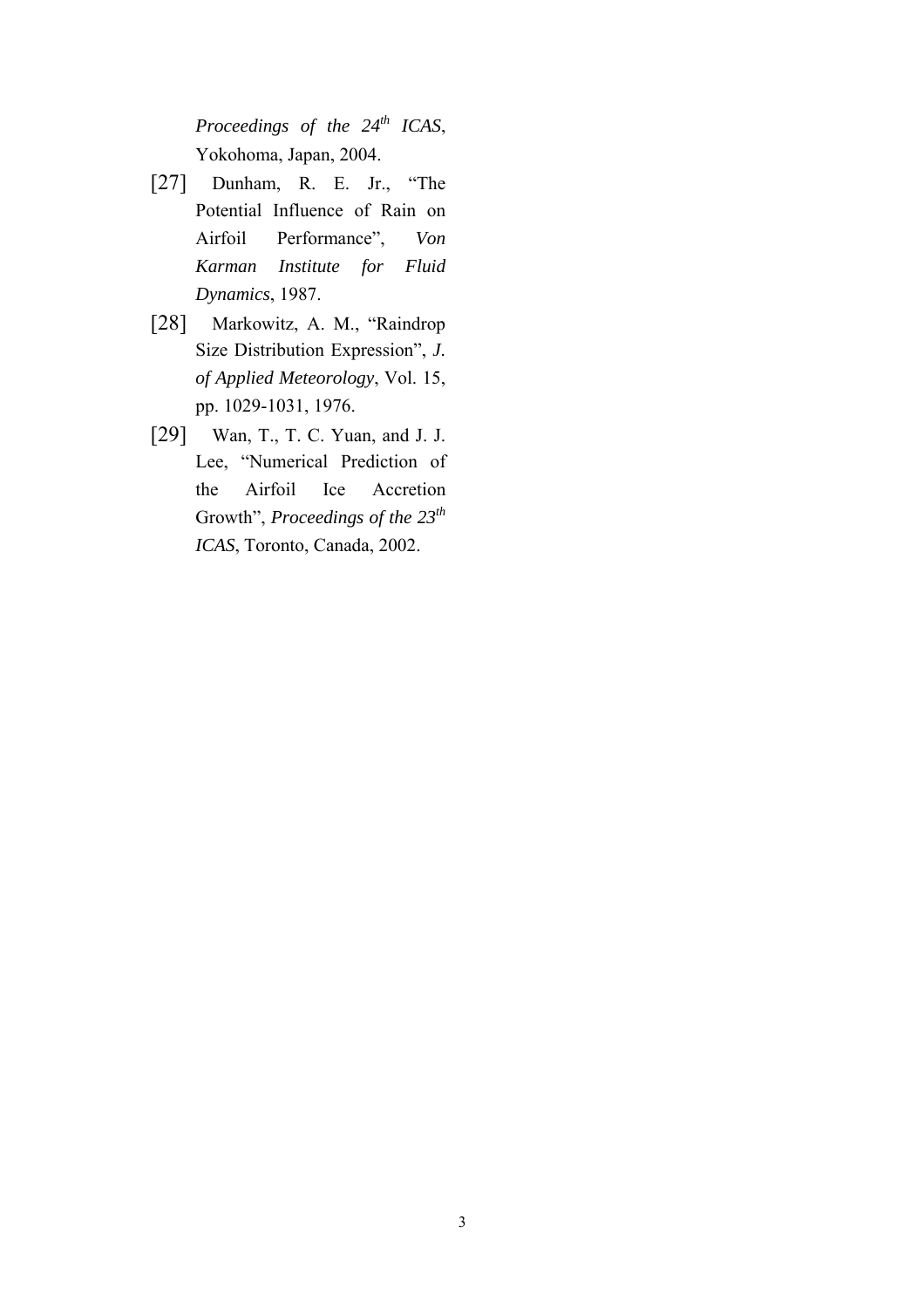*Proceedings of the 24th ICAS*, Yokohoma, Japan, 2004.

[27] Dunham, R. E. Jr., "The Potential Influence of Rain on Airfoil Performance", *Von Karman Institute for Fluid Dynamics*, 1987.

[28] Markowitz, A. M., "Raindrop Size Distribution Expression", *J. of Applied Meteorology*, Vol. 15, pp. 1029-1031, 1976.

[29] Wan, T., T. C. Yuan, and J. J. Lee, "Numerical Prediction of the Airfoil Ice Accretion Growth", *Proceedings of the 23th ICAS*, Toronto, Canada, 2002.